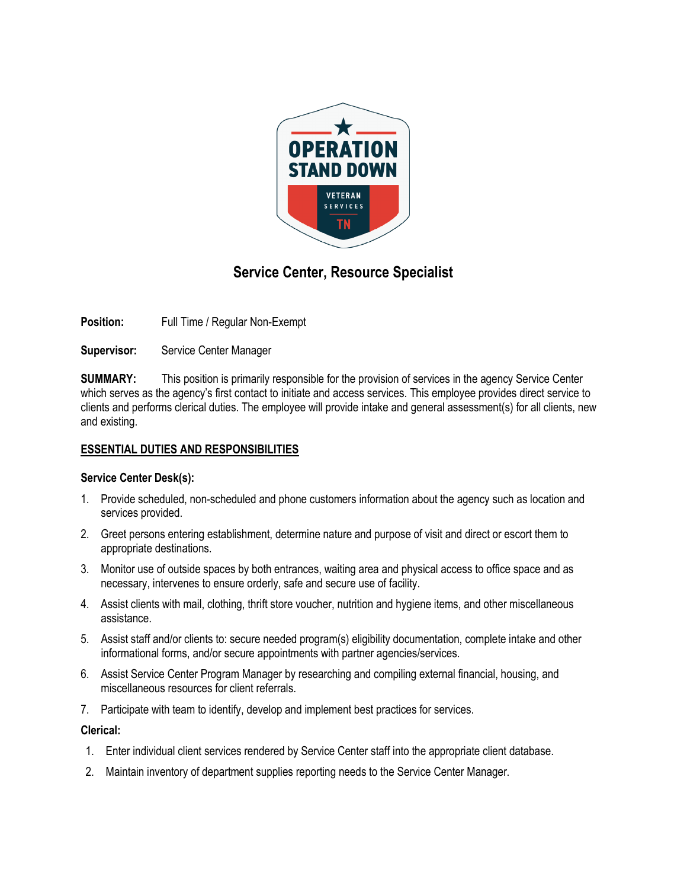# Service Center, Resource Specialist

**Position:** Full Time / Regular Non-Exempt

**Supervisor:** Service Center Manager

**SUMMARY:** This position is primarily responsible for the provision of services in the agency Service Center which serves as the agency's first contact to initiate and access services. This employee provides direct service to clients and performs clerical duties. The employee will provide intake and general assessment(s) for all clients, new and existing.

## ESSENTIAL DUTIES AND RESPONSIBILITIES

### Service Center Desk(s):

1. Provide scheduled, non-scheduled and phone customers information about the agency such as location and services provided.
2. Greet persons entering establishment, determine nature and purpose of visit and direct or escort them to appropriate destinations.
3. Monitor use of outside spaces by both entrances, waiting area and physical access to office space and as necessary, intervenes to ensure orderly, safe and secure use of facility.
4. Assist clients with mail, clothing, thrift store voucher, nutrition and hygiene items, and other miscellaneous assistance.
5. Assist staff and/or clients to: secure needed program(s) eligibility documentation, complete intake and other informational forms, and/or secure appointments with partner agencies/services.
6. Assist Service Center Program Manager by researching and compiling external financial, housing, and miscellaneous resources for client referrals.
7. Participate with team to identify, develop and implement best practices for services.

### Clerical:

1. Enter individual client services rendered by Service Center staff into the appropriate client database.
2. Maintain inventory of department supplies reporting needs to the Service Center Manager.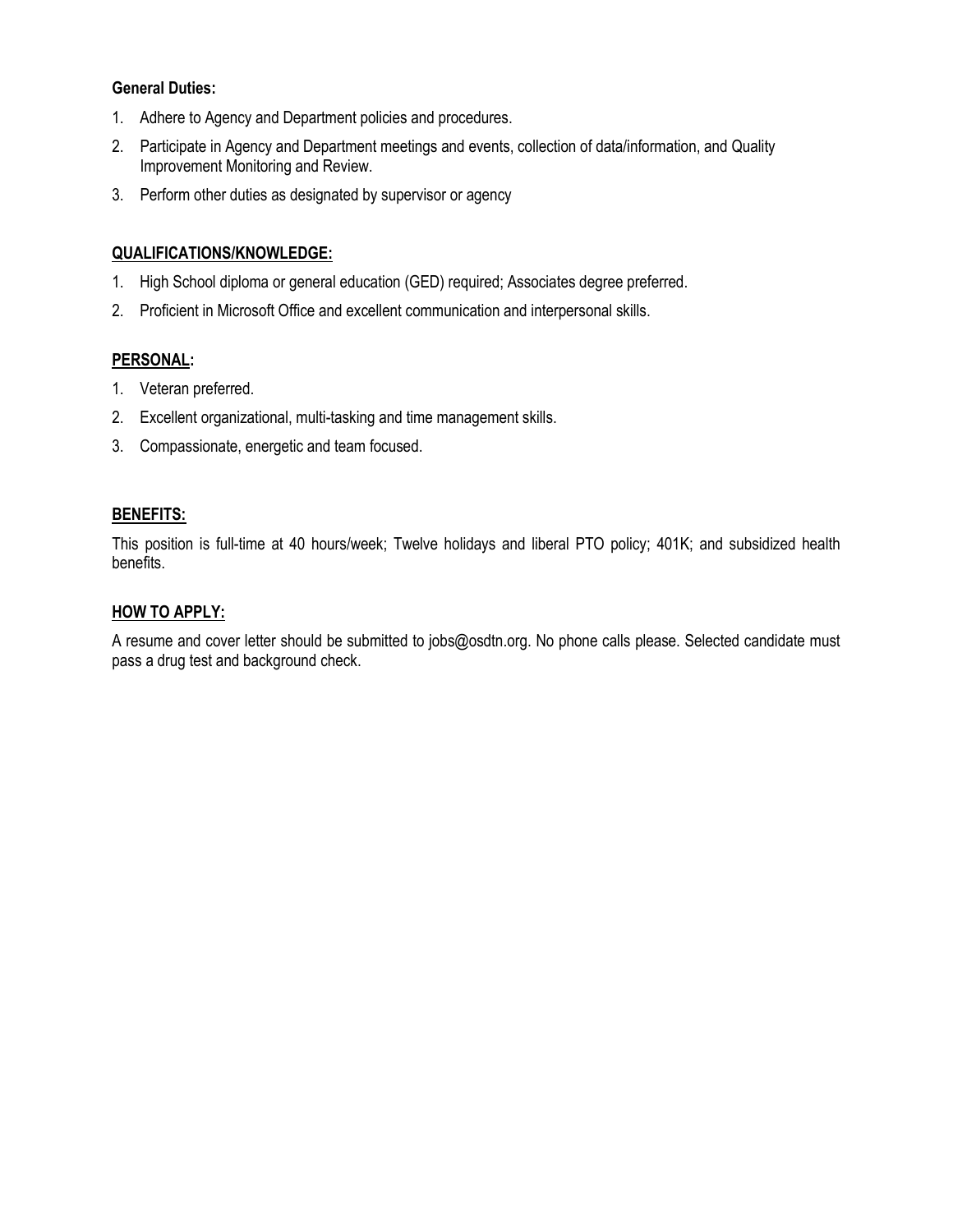**General Duties:**

1. Adhere to Agency and Department policies and procedures.
2. Participate in Agency and Department meetings and events, collection of data/information, and Quality Improvement Monitoring and Review.
3. Perform other duties as designated by supervisor or agency

## QUALIFICATIONS/KNOWLEDGE:

1. High School diploma or general education (GED) required; Associates degree preferred.
2. Proficient in Microsoft Office and excellent communication and interpersonal skills.

## PERSONAL:

1. Veteran preferred.
2. Excellent organizational, multi-tasking and time management skills.
3. Compassionate, energetic and team focused.

## BENEFITS:

This position is full-time at 40 hours/week; Twelve holidays and liberal PTO policy; 401K; and subsidized health benefits.

## HOW TO APPLY:

A resume and cover letter should be submitted to jobs@osdtn.org. No phone calls please. Selected candidate must pass a drug test and background check.